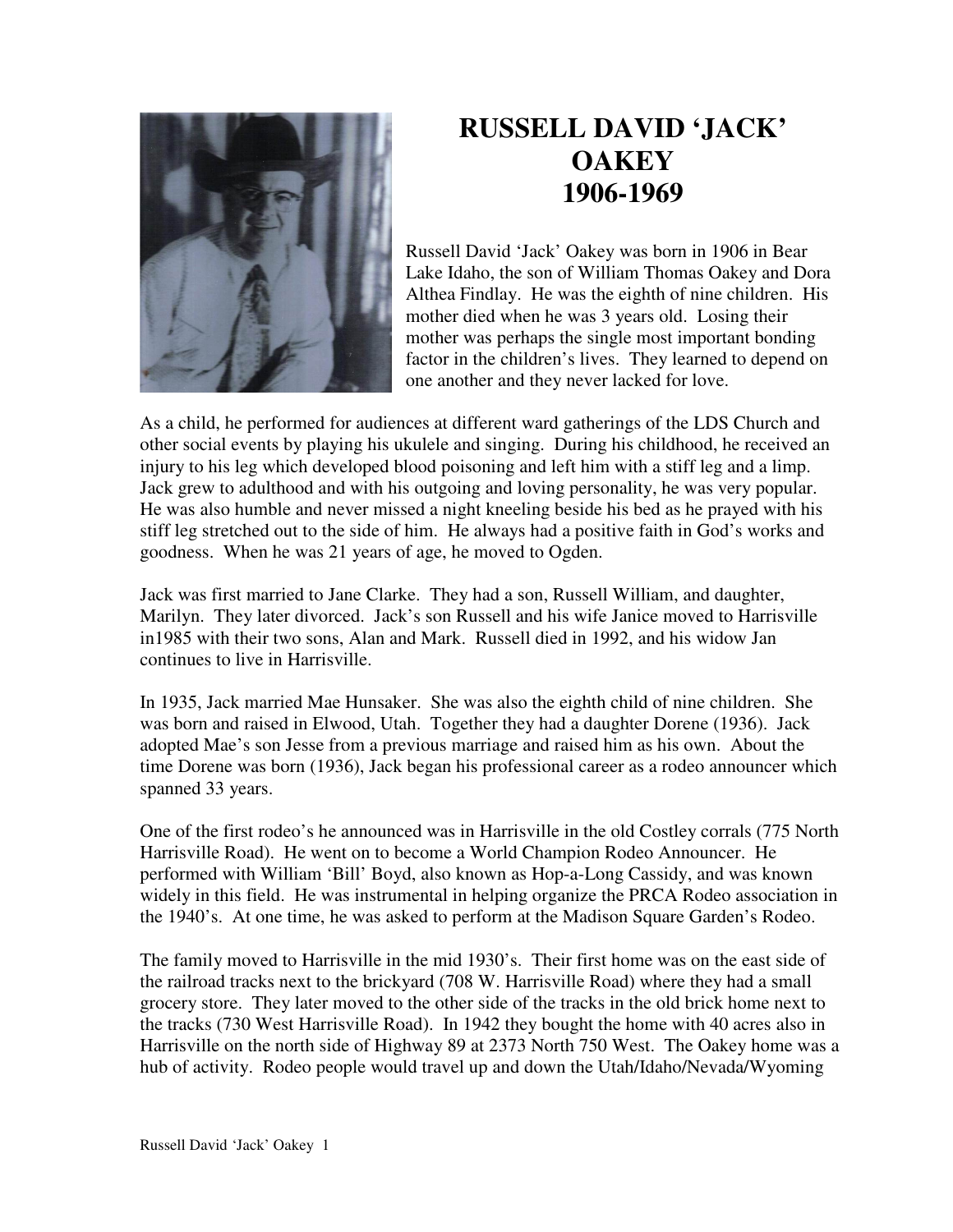# RUSSELL DAVID 'JACK' OAKEY 1906-1969

Russell David 'Jack' Oakey was born in 1906 in Bear Lake Idaho, the son of William Thomas Oakey and Dora Althea Findlay. He was the eighth of nine children. His mother died when he was 3 years old. Losing their mother was perhaps the single most important bonding factor in the children's lives. They learned to depend on one another and they never lacked for love.

As a child, he performed for audiences at different ward gatherings of the LDS Church and other social events by playing his ukulele and singing. During his childhood, he received an injury to his leg which developed blood poisoning and left him with a stiff leg and a limp. Jack grew to adulthood and with his outgoing and loving personality, he was very popular. He was also humble and never missed a night kneeling beside his bed as he prayed with his stiff leg stretched out to the side of him. He always had a positive faith in God's works and goodness. When he was 21 years of age, he moved to Ogden.

Jack was first married to Jane Clarke. They had a son, Russell William, and daughter, Marilyn. They later divorced. Jack's son Russell and his wife Janice moved to Harrisville in1985 with their two sons, Alan and Mark. Russell died in 1992, and his widow Jan continues to live in Harrisville.

In 1935, Jack married Mae Hunsaker. She was also the eighth child of nine children. She was born and raised in Elwood, Utah. Together they had a daughter Dorene (1936). Jack adopted Mae's son Jesse from a previous marriage and raised him as his own. About the time Dorene was born (1936), Jack began his professional career as a rodeo announcer which spanned 33 years.

One of the first rodeo's he announced was in Harrisville in the old Costley corrals (775 North Harrisville Road). He went on to become a World Champion Rodeo Announcer. He performed with William 'Bill' Boyd, also known as Hop-a-Long Cassidy, and was known widely in this field. He was instrumental in helping organize the PRCA Rodeo association in the 1940's. At one time, he was asked to perform at the Madison Square Garden's Rodeo.

The family moved to Harrisville in the mid 1930's. Their first home was on the east side of the railroad tracks next to the brickyard (708 W. Harrisville Road) where they had a small grocery store. They later moved to the other side of the tracks in the old brick home next to the tracks (730 West Harrisville Road). In 1942 they bought the home with 40 acres also in Harrisville on the north side of Highway 89 at 2373 North 750 West. The Oakey home was a hub of activity. Rodeo people would travel up and down the Utah/Idaho/Nevada/Wyoming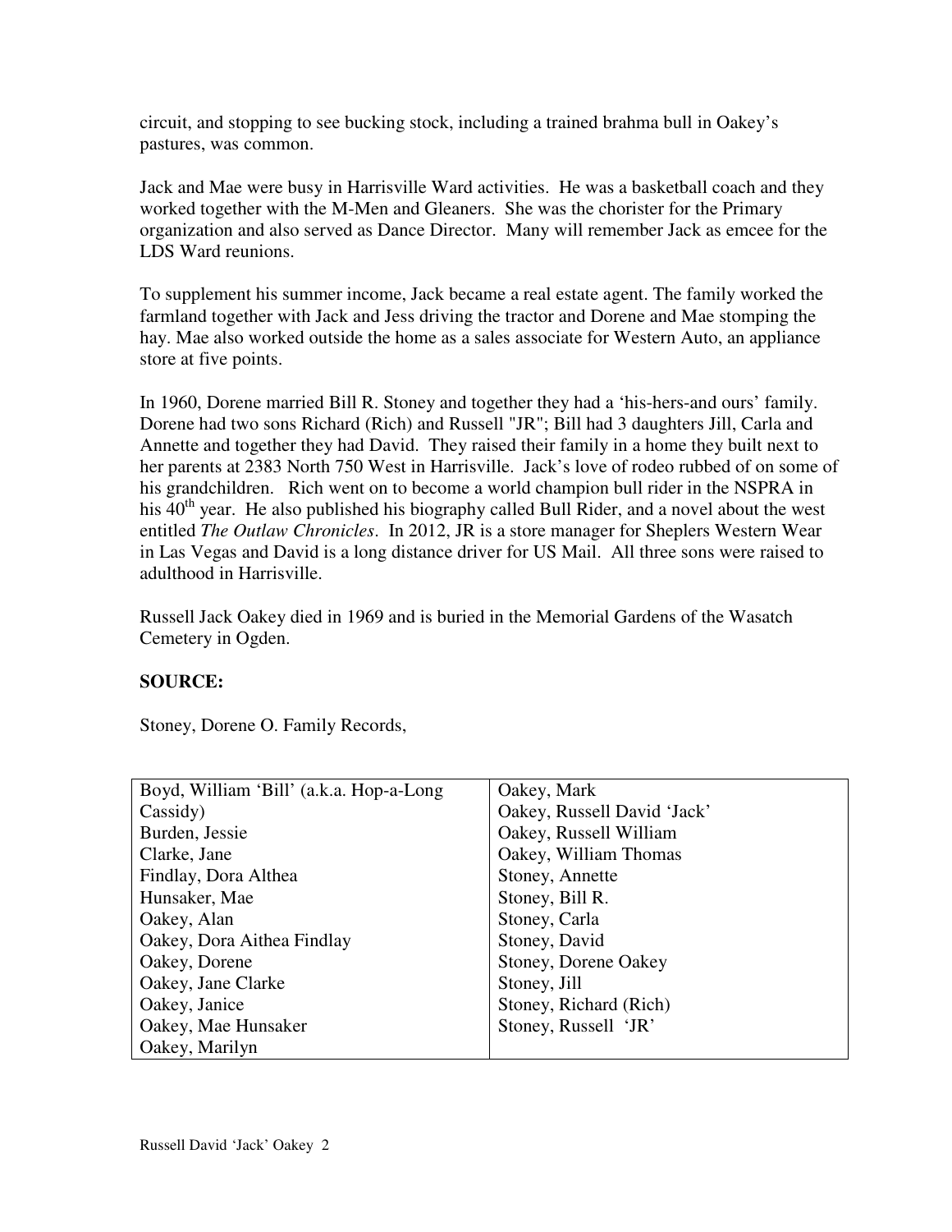circuit, and stopping to see bucking stock, including a trained brahma bull in Oakey's pastures, was common.

Jack and Mae were busy in Harrisville Ward activities. He was a basketball coach and they worked together with the M-Men and Gleaners. She was the chorister for the Primary organization and also served as Dance Director. Many will remember Jack as emcee for the LDS Ward reunions.

To supplement his summer income, Jack became a real estate agent. The family worked the farmland together with Jack and Jess driving the tractor and Dorene and Mae stomping the hay. Mae also worked outside the home as a sales associate for Western Auto, an appliance store at five points.

In 1960, Dorene married Bill R. Stoney and together they had a 'his-hers-and ours' family. Dorene had two sons Richard (Rich) and Russell "JR"; Bill had 3 daughters Jill, Carla and Annette and together they had David. They raised their family in a home they built next to her parents at 2383 North 750 West in Harrisville. Jack's love of rodeo rubbed of on some of his grandchildren. Rich went on to become a world champion bull rider in the NSPRA in his 40th year. He also published his biography called Bull Rider, and a novel about the west entitled *The Outlaw Chronicles*. In 2012, JR is a store manager for Sheplers Western Wear in Las Vegas and David is a long distance driver for US Mail. All three sons were raised to adulthood in Harrisville.

Russell Jack Oakey died in 1969 and is buried in the Memorial Gardens of the Wasatch Cemetery in Ogden.

**SOURCE:**

Stoney, Dorene O. Family Records,

| | |
|---|---|
| Boyd, William 'Bill' (a.k.a. Hop-a-Long Cassidy) | Oakey, Mark |
| Burden, Jessie | Oakey, Russell David 'Jack' |
| Clarke, Jane | Oakey, Russell William |
| Findlay, Dora Althea | Oakey, William Thomas |
| Hunsaker, Mae | Stoney, Annette |
| Oakey, Alan | Stoney, Bill R. |
| Oakey, Dora Aithea Findlay | Stoney, Carla |
| Oakey, Dorene | Stoney, David |
| Oakey, Jane Clarke | Stoney, Dorene Oakey |
| Oakey, Janice | Stoney, Jill |
| Oakey, Mae Hunsaker | Stoney, Richard (Rich) |
| Oakey, Marilyn | Stoney, Russell 'JR' |